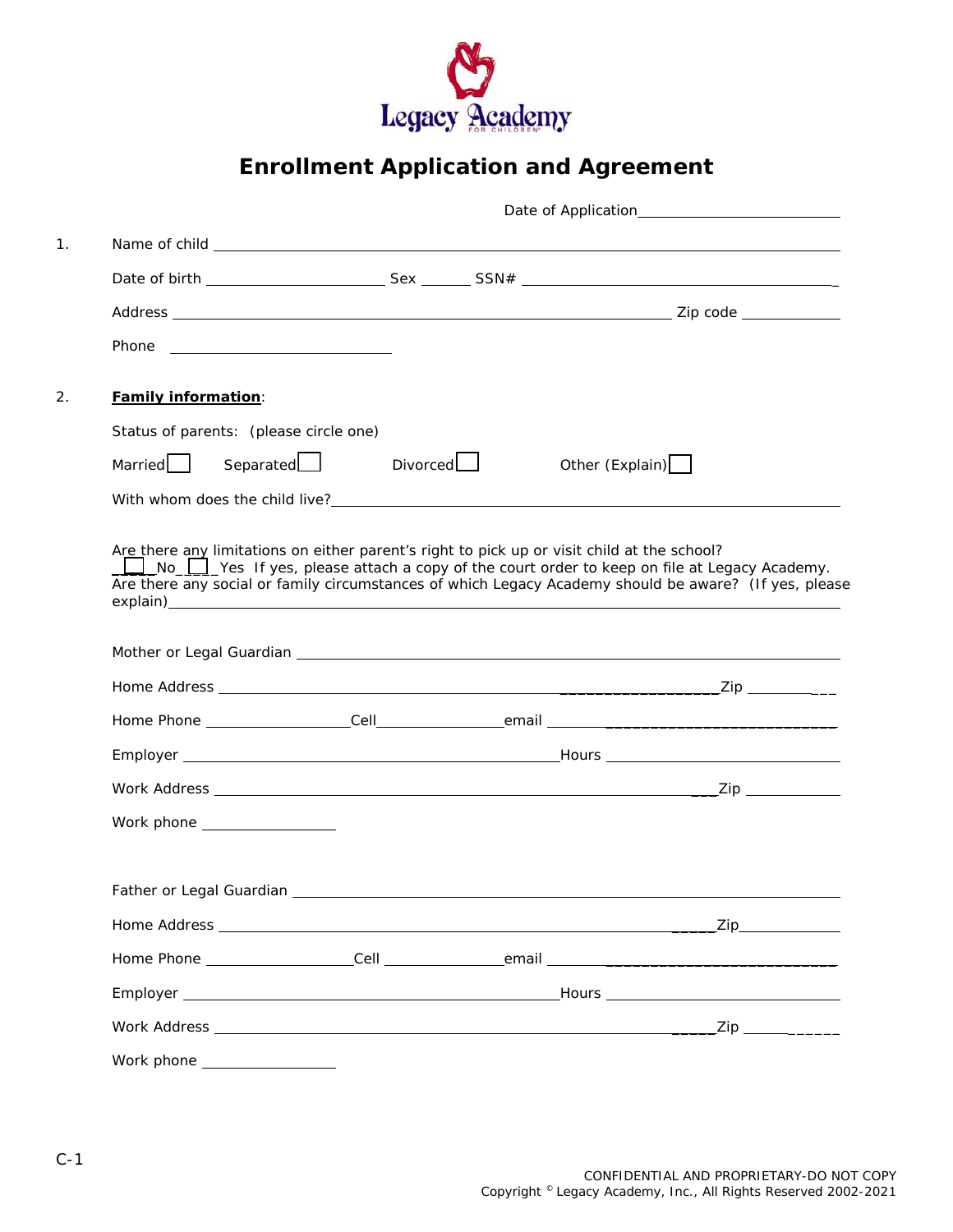Legacy Academy FOR CHILDREN

# Enrollment Application and Agreement

Date of Application\_\_\_\_\_\_\_\_\_\_\_\_\_\_\_\_\_\_\_\_\_\_\_\_

1. Name of child \_\_\_\_\_\_\_\_\_\_\_\_\_\_\_\_\_\_\_\_\_\_\_\_\_\_\_\_\_\_\_\_\_\_\_\_\_\_\_\_\_\_\_\_\_\_\_\_\_\_\_\_\_\_\_\_\_\_\_\_\_\_\_\_\_\_\_\_\_\_

   Date of birth \_\_\_\_\_\_\_\_\_\_\_\_\_\_\_\_\_\_\_\_\_\_ Sex \_\_\_\_\_\_ SSN# \_\_\_\_\_\_\_\_\_\_\_\_\_\_\_\_\_\_\_\_\_\_\_\_\_\_\_\_\_\_\_\_\_\_\_\_\_\_\_

   Address \_\_\_\_\_\_\_\_\_\_\_\_\_\_\_\_\_\_\_\_\_\_\_\_\_\_\_\_\_\_\_\_\_\_\_\_\_\_\_\_\_\_\_\_\_\_\_\_\_\_\_\_\_\_\_\_\_\_\_\_ Zip code \_\_\_\_\_\_\_\_\_\_\_\_

   Phone \_\_\_\_\_\_\_\_\_\_\_\_\_\_\_\_\_\_\_\_\_\_\_\_\_\_\_\_\_

2. **Family information**:

   Status of parents: (please circle one)

   Married ☐ Separated ☐ Divorced ☐ Other (Explain) ☐

   With whom does the child live?\_\_\_\_\_\_\_\_\_\_\_\_\_\_\_\_\_\_\_\_\_\_\_\_\_\_\_\_\_\_\_\_\_\_\_\_\_\_\_\_\_\_\_\_\_\_\_\_\_\_\_\_\_\_\_\_\_\_

   Are there any limitations on either parent's right to pick up or visit child at the school?
   ☐ No ☐ Yes If yes, please attach a copy of the court order to keep on file at Legacy Academy.
   Are there any social or family circumstances of which Legacy Academy should be aware? (If yes, please explain)\_\_\_\_\_\_\_\_\_\_\_\_\_\_\_\_\_\_\_\_\_\_\_\_\_\_\_\_\_\_\_\_\_\_\_\_\_\_\_\_\_\_\_\_\_\_\_\_\_\_\_\_\_\_\_\_\_\_\_\_\_\_\_\_\_\_\_\_\_\_\_\_\_\_\_\_\_\_\_\_

   Mother or Legal Guardian \_\_\_\_\_\_\_\_\_\_\_\_\_\_\_\_\_\_\_\_\_\_\_\_\_\_\_\_\_\_\_\_\_\_\_\_\_\_\_\_\_\_\_\_\_\_\_\_\_\_\_\_\_\_\_\_\_\_\_\_\_\_

   Home Address \_\_\_\_\_\_\_\_\_\_\_\_\_\_\_\_\_\_\_\_\_\_\_\_\_\_\_\_\_\_\_\_\_\_\_\_\_\_\_\_\_\_\_\_\_\_\_\_\_\_\_\_\_\_\_\_\_\_\_\_\_Zip \_\_\_\_\_\_\_\_\_\_\_

   Home Phone \_\_\_\_\_\_\_\_\_\_\_\_\_\_\_\_\_\_Cell\_\_\_\_\_\_\_\_\_\_\_\_\_\_\_\_email \_\_\_\_\_\_\_\_\_\_\_\_\_\_\_\_\_\_\_\_\_\_\_\_\_\_\_\_\_\_\_\_\_\_\_\_\_

   Employer \_\_\_\_\_\_\_\_\_\_\_\_\_\_\_\_\_\_\_\_\_\_\_\_\_\_\_\_\_\_\_\_\_\_\_\_\_\_\_\_\_\_\_\_\_\_\_\_Hours \_\_\_\_\_\_\_\_\_\_\_\_\_\_\_\_\_\_\_\_\_\_\_\_\_\_\_\_\_\_

   Work Address \_\_\_\_\_\_\_\_\_\_\_\_\_\_\_\_\_\_\_\_\_\_\_\_\_\_\_\_\_\_\_\_\_\_\_\_\_\_\_\_\_\_\_\_\_\_\_\_\_\_\_\_\_\_\_\_\_\_\_\_\_Zip \_\_\_\_\_\_\_\_\_\_\_\_

   Work phone \_\_\_\_\_\_\_\_\_\_\_\_\_\_\_\_\_

   Father or Legal Guardian \_\_\_\_\_\_\_\_\_\_\_\_\_\_\_\_\_\_\_\_\_\_\_\_\_\_\_\_\_\_\_\_\_\_\_\_\_\_\_\_\_\_\_\_\_\_\_\_\_\_\_\_\_\_\_\_\_\_\_\_\_\_\_

   Home Address \_\_\_\_\_\_\_\_\_\_\_\_\_\_\_\_\_\_\_\_\_\_\_\_\_\_\_\_\_\_\_\_\_\_\_\_\_\_\_\_\_\_\_\_\_\_\_\_\_\_\_\_\_\_\_\_\_\_\_\_\_Zip\_\_\_\_\_\_\_\_\_\_\_\_\_

   Home Phone \_\_\_\_\_\_\_\_\_\_\_\_\_\_\_\_\_\_Cell \_\_\_\_\_\_\_\_\_\_\_\_\_\_\_email \_\_\_\_\_\_\_\_\_\_\_\_\_\_\_\_\_\_\_\_\_\_\_\_\_\_\_\_\_\_\_\_\_\_\_\_\_

   Employer \_\_\_\_\_\_\_\_\_\_\_\_\_\_\_\_\_\_\_\_\_\_\_\_\_\_\_\_\_\_\_\_\_\_\_\_\_\_\_\_\_\_\_\_\_\_\_\_Hours \_\_\_\_\_\_\_\_\_\_\_\_\_\_\_\_\_\_\_\_\_\_\_\_\_\_\_\_\_\_

   Work Address \_\_\_\_\_\_\_\_\_\_\_\_\_\_\_\_\_\_\_\_\_\_\_\_\_\_\_\_\_\_\_\_\_\_\_\_\_\_\_\_\_\_\_\_\_\_\_\_\_\_\_\_\_\_\_\_\_\_\_\_\_Zip \_\_\_\_\_\_\_\_\_\_\_\_

   Work phone \_\_\_\_\_\_\_\_\_\_\_\_\_\_\_\_\_

C-1

CONFIDENTIAL AND PROPRIETARY-DO NOT COPY
Copyright © Legacy Academy, Inc., All Rights Reserved 2002-2021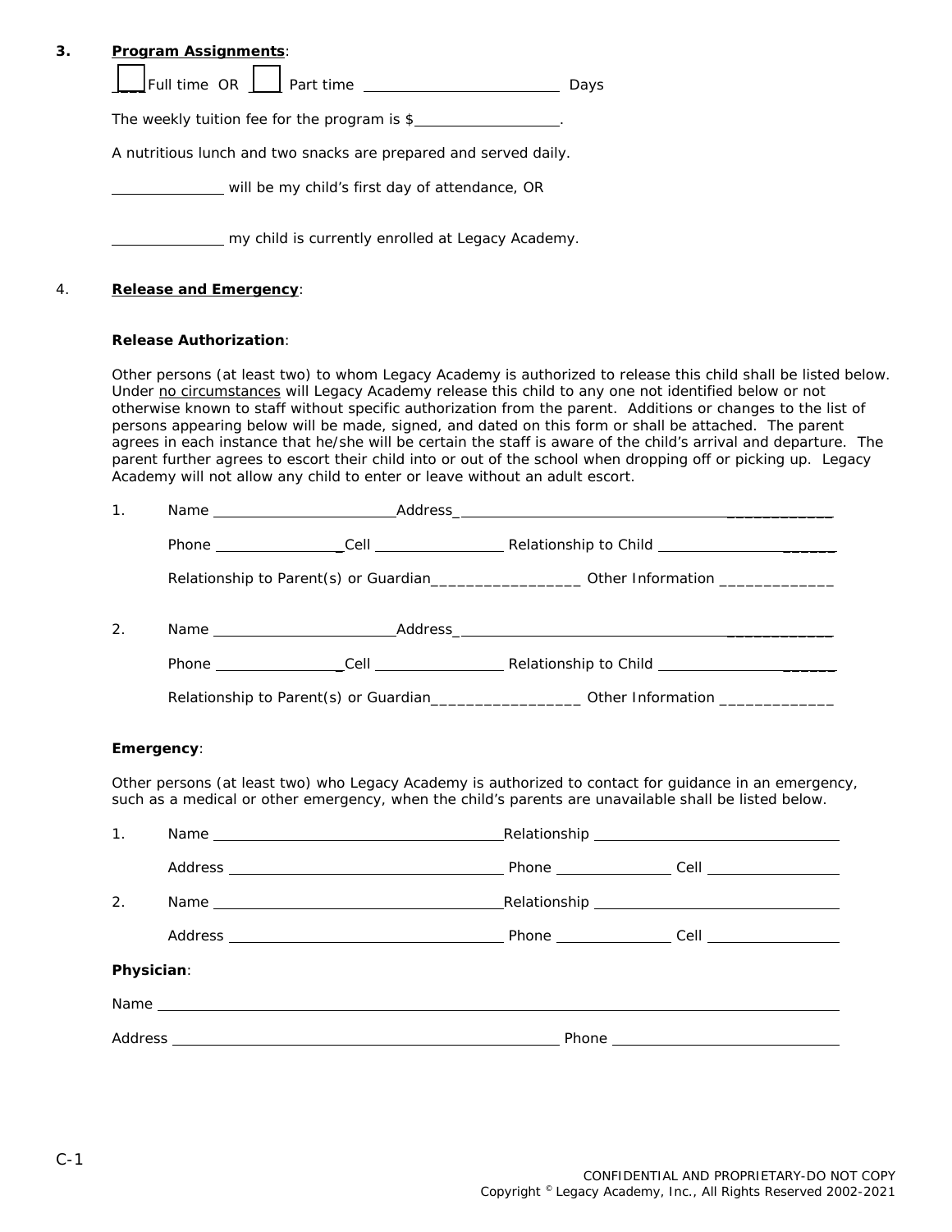**3. Program Assignments**:

☐ Full time OR ☐ Part time ________________________ Days

The weekly tuition fee for the program is $__________________.

A nutritious lunch and two snacks are prepared and served daily.

______________ will be my child's first day of attendance, OR

______________ my child is currently enrolled at Legacy Academy.

**4. Release and Emergency**:

**Release Authorization**:

Other persons (at least two) to whom Legacy Academy is authorized to release this child shall be listed below. Under no circumstances will Legacy Academy release this child to any one not identified below or not otherwise known to staff without specific authorization from the parent. Additions or changes to the list of persons appearing below will be made, signed, and dated on this form or shall be attached. The parent agrees in each instance that he/she will be certain the staff is aware of the child's arrival and departure. The parent further agrees to escort their child into or out of the school when dropping off or picking up. Legacy Academy will not allow any child to enter or leave without an adult escort.

1. Name ______________________ Address ________________________________________________

   Phone ________________ Cell ________________ Relationship to Child ______________________

   Relationship to Parent(s) or Guardian_________________ Other Information _____________

2. Name ______________________ Address ________________________________________________

   Phone ________________ Cell ________________ Relationship to Child ______________________

   Relationship to Parent(s) or Guardian_________________ Other Information _____________

**Emergency**:

Other persons (at least two) who Legacy Academy is authorized to contact for guidance in an emergency, such as a medical or other emergency, when the child's parents are unavailable shall be listed below.

1. Name ____________________________________ Relationship ______________________________

   Address __________________________________ Phone ______________ Cell ________________

2. Name ____________________________________ Relationship ______________________________

   Address __________________________________ Phone ______________ Cell ________________

**Physician**:

Name ______________________________________________________________________________

Address _____________________________________________ Phone ____________________________

C-1

CONFIDENTIAL AND PROPRIETARY-DO NOT COPY
Copyright © Legacy Academy, Inc., All Rights Reserved 2002-2021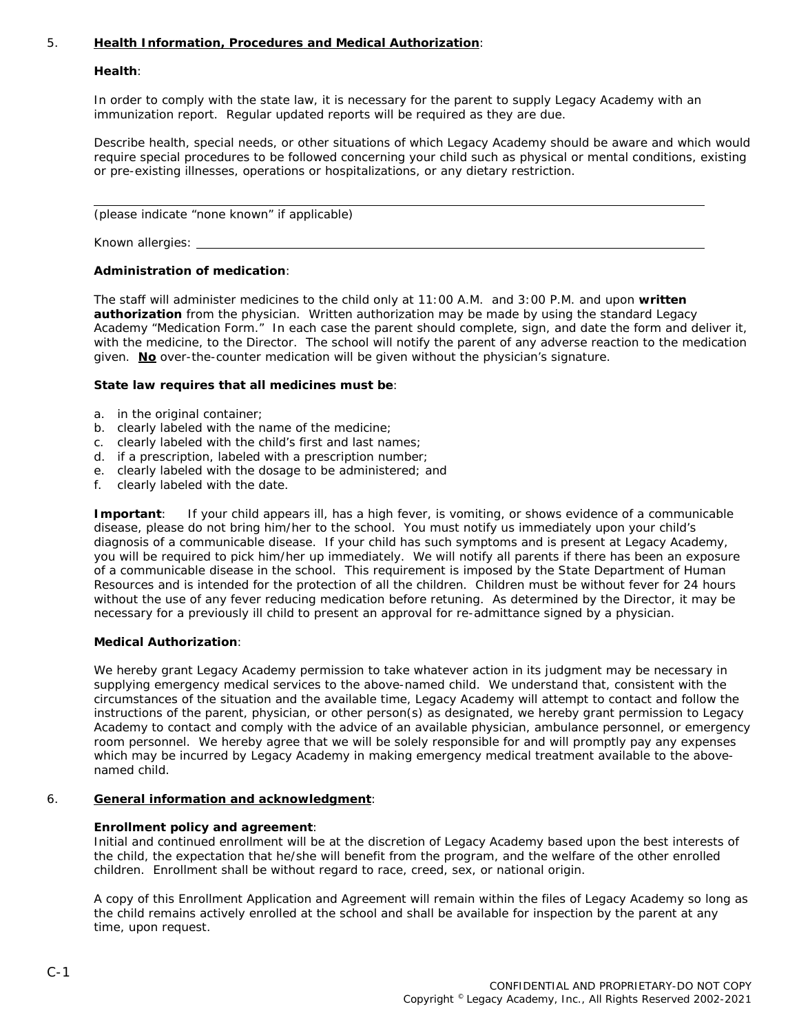5. **Health Information, Procedures and Medical Authorization**:

**Health**:

In order to comply with the state law, it is necessary for the parent to supply Legacy Academy with an immunization report. Regular updated reports will be required as they are due.

Describe health, special needs, or other situations of which Legacy Academy should be aware and which would require special procedures to be followed concerning your child such as physical or mental conditions, existing or pre-existing illnesses, operations or hospitalizations, or any dietary restriction.

______________________________________________________________________________

(please indicate "none known" if applicable)

Known allergies: ________________________________________________________________

**Administration of medication**:

The staff will administer medicines to the child only at 11:00 A.M. and 3:00 P.M. and upon **written authorization** from the physician. Written authorization may be made by using the standard Legacy Academy "Medication Form." In each case the parent should complete, sign, and date the form and deliver it, with the medicine, to the Director. The school will notify the parent of any adverse reaction to the medication given. <u>**No**</u> over-the-counter medication will be given without the physician's signature.

**State law requires that all medicines must be**:

a. in the original container;
b. clearly labeled with the name of the medicine;
c. clearly labeled with the child's first and last names;
d. if a prescription, labeled with a prescription number;
e. clearly labeled with the dosage to be administered; and
f. clearly labeled with the date.

**Important**: If your child appears ill, has a high fever, is vomiting, or shows evidence of a communicable disease, please do not bring him/her to the school. You must notify us immediately upon your child's diagnosis of a communicable disease. If your child has such symptoms and is present at Legacy Academy, you will be required to pick him/her up immediately. We will notify all parents if there has been an exposure of a communicable disease in the school. This requirement is imposed by the State Department of Human Resources and is intended for the protection of all the children. Children must be without fever for 24 hours without the use of any fever reducing medication before retuning. As determined by the Director, it may be necessary for a previously ill child to present an approval for re-admittance signed by a physician.

**Medical Authorization**:

We hereby grant Legacy Academy permission to take whatever action in its judgment may be necessary in supplying emergency medical services to the above-named child. We understand that, consistent with the circumstances of the situation and the available time, Legacy Academy will attempt to contact and follow the instructions of the parent, physician, or other person(s) as designated, we hereby grant permission to Legacy Academy to contact and comply with the advice of an available physician, ambulance personnel, or emergency room personnel. We hereby agree that we will be solely responsible for and will promptly pay any expenses which may be incurred by Legacy Academy in making emergency medical treatment available to the above-named child.

6. **General information and acknowledgment**:

**Enrollment policy and agreement**:
Initial and continued enrollment will be at the discretion of Legacy Academy based upon the best interests of the child, the expectation that he/she will benefit from the program, and the welfare of the other enrolled children. Enrollment shall be without regard to race, creed, sex, or national origin.

A copy of this Enrollment Application and Agreement will remain within the files of Legacy Academy so long as the child remains actively enrolled at the school and shall be available for inspection by the parent at any time, upon request.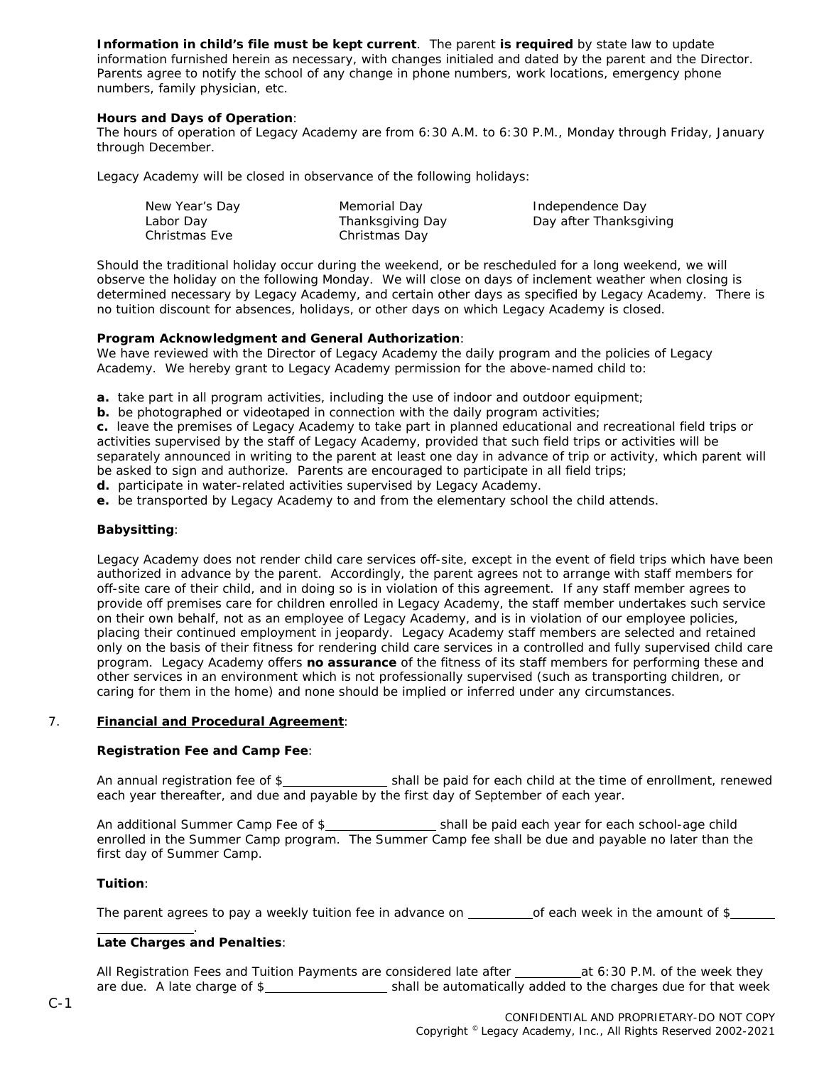**Information in child's file must be kept current**. The parent **is required** by state law to update information furnished herein as necessary, with changes initialed and dated by the parent and the Director. Parents agree to notify the school of any change in phone numbers, work locations, emergency phone numbers, family physician, etc.

**Hours and Days of Operation**:
The hours of operation of Legacy Academy are from 6:30 A.M. to 6:30 P.M., Monday through Friday, January through December.

Legacy Academy will be closed in observance of the following holidays:

| | | |
|---|---|---|
| New Year's Day | Memorial Day | Independence Day |
| Labor Day | Thanksgiving Day | Day after Thanksgiving |
| Christmas Eve | Christmas Day | |

Should the traditional holiday occur during the weekend, or be rescheduled for a long weekend, we will observe the holiday on the following Monday. We will close on days of inclement weather when closing is determined necessary by Legacy Academy, and certain other days as specified by Legacy Academy. There is no tuition discount for absences, holidays, or other days on which Legacy Academy is closed.

**Program Acknowledgment and General Authorization**:
We have reviewed with the Director of Legacy Academy the daily program and the policies of Legacy Academy. We hereby grant to Legacy Academy permission for the above-named child to:

**a.** take part in all program activities, including the use of indoor and outdoor equipment;
**b.** be photographed or videotaped in connection with the daily program activities;
**c.** leave the premises of Legacy Academy to take part in planned educational and recreational field trips or activities supervised by the staff of Legacy Academy, provided that such field trips or activities will be separately announced in writing to the parent at least one day in advance of trip or activity, which parent will be asked to sign and authorize. Parents are encouraged to participate in all field trips;
**d.** participate in water-related activities supervised by Legacy Academy.
**e.** be transported by Legacy Academy to and from the elementary school the child attends.

**Babysitting**:

Legacy Academy does not render child care services off-site, except in the event of field trips which have been authorized in advance by the parent. Accordingly, the parent agrees not to arrange with staff members for off-site care of their child, and in doing so is in violation of this agreement. If any staff member agrees to provide off premises care for children enrolled in Legacy Academy, the staff member undertakes such service on their own behalf, not as an employee of Legacy Academy, and is in violation of our employee policies, placing their continued employment in jeopardy. Legacy Academy staff members are selected and retained only on the basis of their fitness for rendering child care services in a controlled and fully supervised child care program. Legacy Academy offers **no assurance** of the fitness of its staff members for performing these and other services in an environment which is not professionally supervised (such as transporting children, or caring for them in the home) and none should be implied or inferred under any circumstances.

7. **Financial and Procedural Agreement**:

**Registration Fee and Camp Fee**:

An annual registration fee of $________________ shall be paid for each child at the time of enrollment, renewed each year thereafter, and due and payable by the first day of September of each year.

An additional Summer Camp Fee of $________________ shall be paid each year for each school-age child enrolled in the Summer Camp program. The Summer Camp fee shall be due and payable no later than the first day of Summer Camp.

**Tuition**:

The parent agrees to pay a weekly tuition fee in advance on __________of each week in the amount of $_______ _______________.

**Late Charges and Penalties**:

All Registration Fees and Tuition Payments are considered late after __________at 6:30 P.M. of the week they are due. A late charge of $___________________ shall be automatically added to the charges due for that week

C-1

CONFIDENTIAL AND PROPRIETARY-DO NOT COPY
Copyright © Legacy Academy, Inc., All Rights Reserved 2002-2021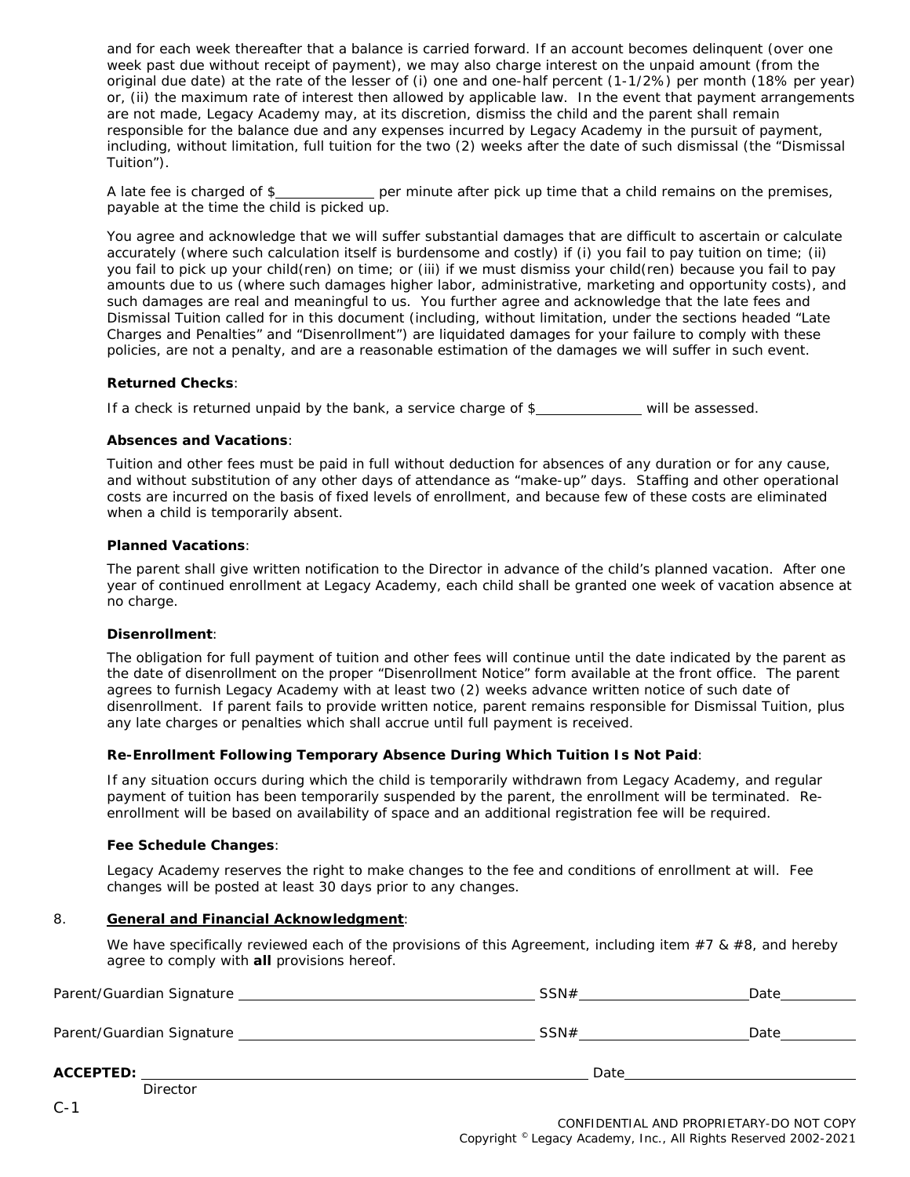and for each week thereafter that a balance is carried forward. If an account becomes delinquent (over one week past due without receipt of payment), we may also charge interest on the unpaid amount (from the original due date) at the rate of the lesser of (i) one and one-half percent (1-1/2%) per month (18% per year) or, (ii) the maximum rate of interest then allowed by applicable law. In the event that payment arrangements are not made, Legacy Academy may, at its discretion, dismiss the child and the parent shall remain responsible for the balance due and any expenses incurred by Legacy Academy in the pursuit of payment, including, without limitation, full tuition for the two (2) weeks after the date of such dismissal (the "Dismissal Tuition").

A late fee is charged of $_____________ per minute after pick up time that a child remains on the premises, payable at the time the child is picked up.

You agree and acknowledge that we will suffer substantial damages that are difficult to ascertain or calculate accurately (where such calculation itself is burdensome and costly) if (i) you fail to pay tuition on time; (ii) you fail to pick up your child(ren) on time; or (iii) if we must dismiss your child(ren) because you fail to pay amounts due to us (where such damages higher labor, administrative, marketing and opportunity costs), and such damages are real and meaningful to us. You further agree and acknowledge that the late fees and Dismissal Tuition called for in this document (including, without limitation, under the sections headed "Late Charges and Penalties" and "Disenrollment") are liquidated damages for your failure to comply with these policies, are not a penalty, and are a reasonable estimation of the damages we will suffer in such event.

**Returned Checks**:

If a check is returned unpaid by the bank, a service charge of $_____________ will be assessed.

**Absences and Vacations**:

Tuition and other fees must be paid in full without deduction for absences of any duration or for any cause, and without substitution of any other days of attendance as "make-up" days. Staffing and other operational costs are incurred on the basis of fixed levels of enrollment, and because few of these costs are eliminated when a child is temporarily absent.

**Planned Vacations**:

The parent shall give written notification to the Director in advance of the child's planned vacation. After one year of continued enrollment at Legacy Academy, each child shall be granted one week of vacation absence at no charge.

**Disenrollment**:

The obligation for full payment of tuition and other fees will continue until the date indicated by the parent as the date of disenrollment on the proper "Disenrollment Notice" form available at the front office. The parent agrees to furnish Legacy Academy with at least two (2) weeks advance written notice of such date of disenrollment. If parent fails to provide written notice, parent remains responsible for Dismissal Tuition, plus any late charges or penalties which shall accrue until full payment is received.

**Re-Enrollment Following Temporary Absence During Which Tuition Is Not Paid**:

If any situation occurs during which the child is temporarily withdrawn from Legacy Academy, and regular payment of tuition has been temporarily suspended by the parent, the enrollment will be terminated. Re-enrollment will be based on availability of space and an additional registration fee will be required.

**Fee Schedule Changes**:

Legacy Academy reserves the right to make changes to the fee and conditions of enrollment at will. Fee changes will be posted at least 30 days prior to any changes.

8. **<u>General and Financial Acknowledgment</u>**:

We have specifically reviewed each of the provisions of this Agreement, including item #7 & #8, and hereby agree to comply with **all** provisions hereof.

Parent/Guardian Signature ______________________________ SSN# __________________ Date __________

Parent/Guardian Signature ______________________________ SSN# __________________ Date __________

**ACCEPTED:** ______________________________________________ Date ________________________
Director

C-1

CONFIDENTIAL AND PROPRIETARY-DO NOT COPY
Copyright © Legacy Academy, Inc., All Rights Reserved 2002-2021